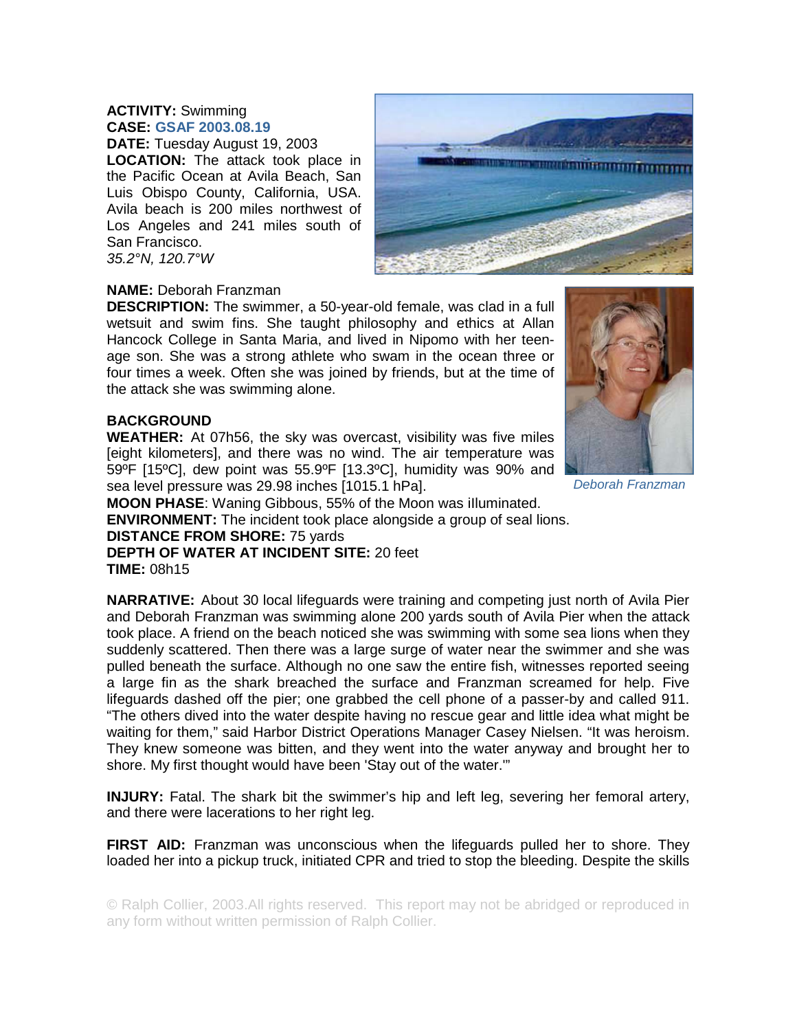**ACTIVITY:** Swimming
**CASE:** GSAF 2003.08.19
**DATE:** Tuesday August 19, 2003
**LOCATION:** The attack took place in the Pacific Ocean at Avila Beach, San Luis Obispo County, California, USA. Avila beach is 200 miles northwest of Los Angeles and 241 miles south of San Francisco.
*35.2°N, 120.7°W*

**NAME:** Deborah Franzman
**DESCRIPTION:** The swimmer, a 50-year-old female, was clad in a full wetsuit and swim fins. She taught philosophy and ethics at Allan Hancock College in Santa Maria, and lived in Nipomo with her teen-age son. She was a strong athlete who swam in the ocean three or four times a week. Often she was joined by friends, but at the time of the attack she was swimming alone.

*Deborah Franzman*

**BACKGROUND**
**WEATHER:** At 07h56, the sky was overcast, visibility was five miles [eight kilometers], and there was no wind. The air temperature was 59ºF [15ºC], dew point was 55.9ºF [13.3ºC], humidity was 90% and sea level pressure was 29.98 inches [1015.1 hPa].
**MOON PHASE**: Waning Gibbous, 55% of the Moon was iIluminated.
**ENVIRONMENT:** The incident took place alongside a group of seal lions.
**DISTANCE FROM SHORE:** 75 yards
**DEPTH OF WATER AT INCIDENT SITE:** 20 feet
**TIME:** 08h15

**NARRATIVE:** About 30 local lifeguards were training and competing just north of Avila Pier and Deborah Franzman was swimming alone 200 yards south of Avila Pier when the attack took place. A friend on the beach noticed she was swimming with some sea lions when they suddenly scattered. Then there was a large surge of water near the swimmer and she was pulled beneath the surface. Although no one saw the entire fish, witnesses reported seeing a large fin as the shark breached the surface and Franzman screamed for help. Five lifeguards dashed off the pier; one grabbed the cell phone of a passer-by and called 911. "The others dived into the water despite having no rescue gear and little idea what might be waiting for them," said Harbor District Operations Manager Casey Nielsen. "It was heroism. They knew someone was bitten, and they went into the water anyway and brought her to shore. My first thought would have been 'Stay out of the water.'"

**INJURY:** Fatal. The shark bit the swimmer's hip and left leg, severing her femoral artery, and there were lacerations to her right leg.

**FIRST AID:** Franzman was unconscious when the lifeguards pulled her to shore. They loaded her into a pickup truck, initiated CPR and tried to stop the bleeding. Despite the skills

© Ralph Collier, 2003.All rights reserved. This report may not be abridged or reproduced in any form without written permission of Ralph Collier.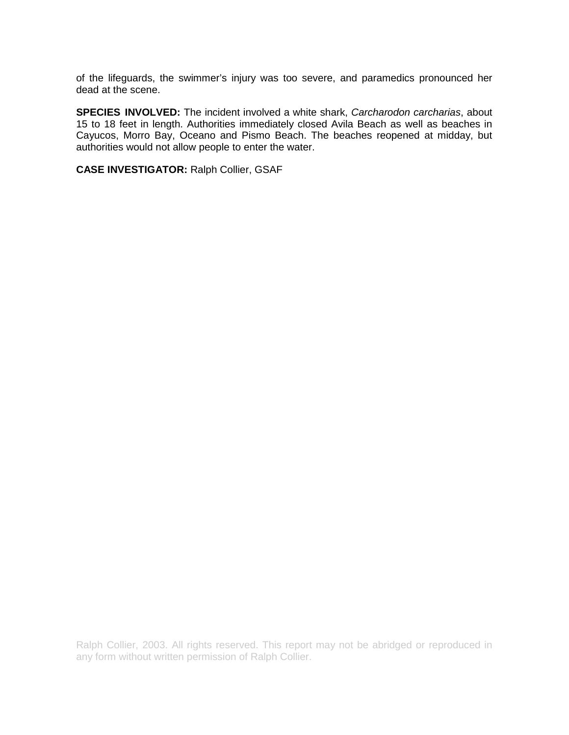of the lifeguards, the swimmer's injury was too severe, and paramedics pronounced her dead at the scene.

**SPECIES INVOLVED:** The incident involved a white shark, *Carcharodon carcharias*, about 15 to 18 feet in length. Authorities immediately closed Avila Beach as well as beaches in Cayucos, Morro Bay, Oceano and Pismo Beach. The beaches reopened at midday, but authorities would not allow people to enter the water.

**CASE INVESTIGATOR:** Ralph Collier, GSAF

Ralph Collier, 2003. All rights reserved. This report may not be abridged or reproduced in any form without written permission of Ralph Collier.